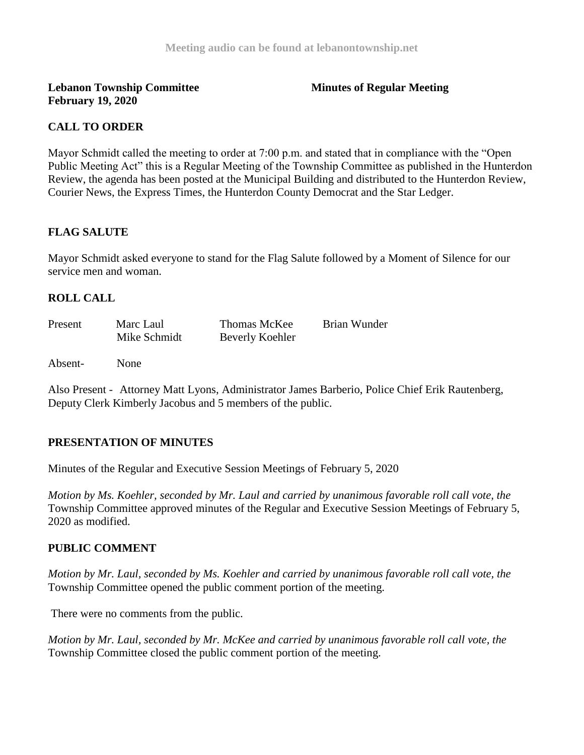Meeting audio can be found at lebanontownship.net

**Lebanon Township Committee** **Minutes of Regular Meeting**
**February 19, 2020**

## CALL TO ORDER

Mayor Schmidt called the meeting to order at 7:00 p.m. and stated that in compliance with the "Open Public Meeting Act" this is a Regular Meeting of the Township Committee as published in the Hunterdon Review, the agenda has been posted at the Municipal Building and distributed to the Hunterdon Review, Courier News, the Express Times, the Hunterdon County Democrat and the Star Ledger.

## FLAG SALUTE

Mayor Schmidt asked everyone to stand for the Flag Salute followed by a Moment of Silence for our service men and woman.

## ROLL CALL

| Present | Marc Laul | Thomas McKee | Brian Wunder |
|---|---|---|---|
| | Mike Schmidt | Beverly Koehler | |

Absent- None

Also Present - Attorney Matt Lyons, Administrator James Barberio, Police Chief Erik Rautenberg, Deputy Clerk Kimberly Jacobus and 5 members of the public.

## PRESENTATION OF MINUTES

Minutes of the Regular and Executive Session Meetings of February 5, 2020

*Motion by Ms. Koehler, seconded by Mr. Laul and carried by unanimous favorable roll call vote, the* Township Committee approved minutes of the Regular and Executive Session Meetings of February 5, 2020 as modified.

## PUBLIC COMMENT

*Motion by Mr. Laul, seconded by Ms. Koehler and carried by unanimous favorable roll call vote, the* Township Committee opened the public comment portion of the meeting.

There were no comments from the public.

*Motion by Mr. Laul, seconded by Mr. McKee and carried by unanimous favorable roll call vote, the* Township Committee closed the public comment portion of the meeting.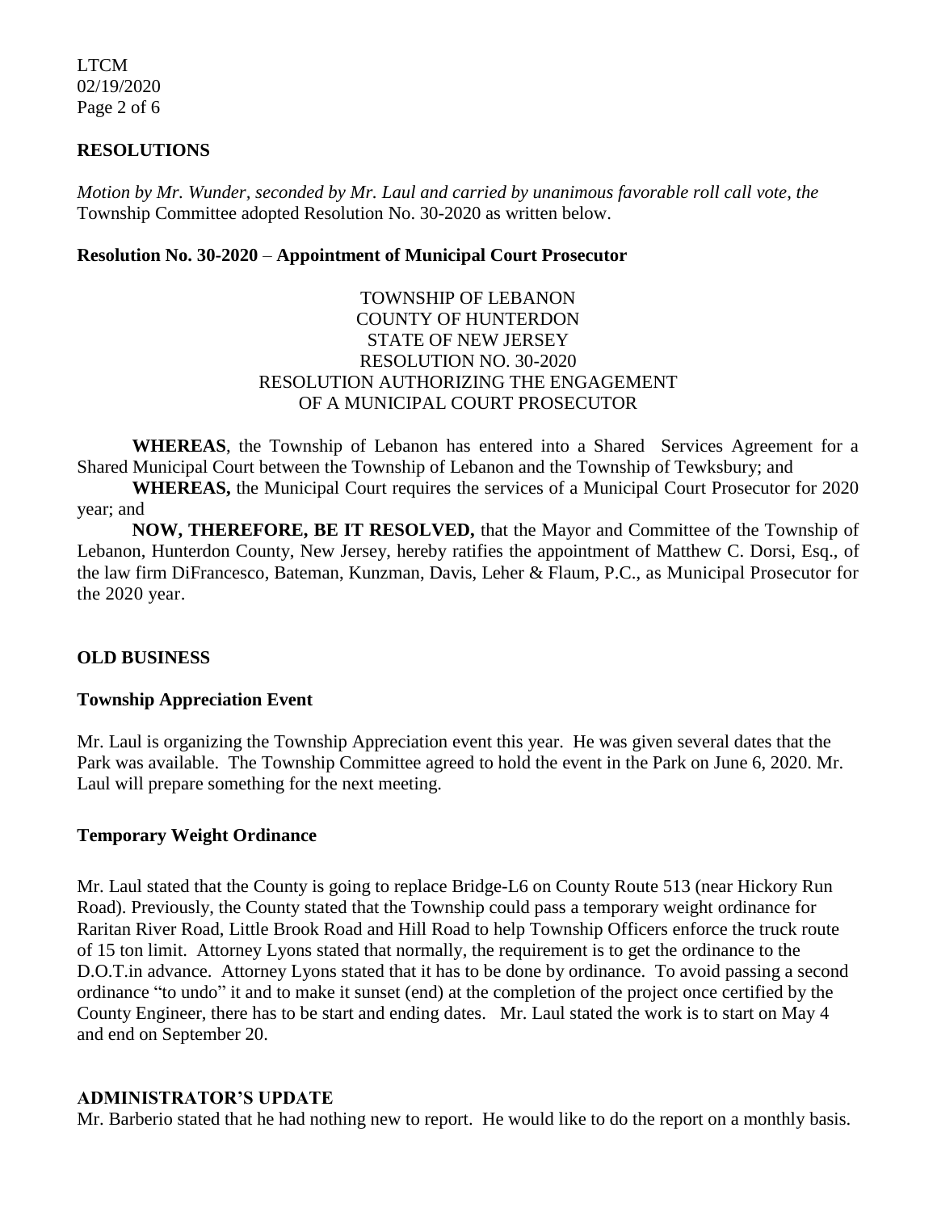## RESOLUTIONS

*Motion by Mr. Wunder, seconded by Mr. Laul and carried by unanimous favorable roll call vote, the* Township Committee adopted Resolution No. 30-2020 as written below.

**Resolution No. 30-2020** – **Appointment of Municipal Court Prosecutor**

TOWNSHIP OF LEBANON
COUNTY OF HUNTERDON
STATE OF NEW JERSEY
RESOLUTION NO. 30-2020
RESOLUTION AUTHORIZING THE ENGAGEMENT
OF A MUNICIPAL COURT PROSECUTOR

**WHEREAS**, the Township of Lebanon has entered into a Shared Services Agreement for a Shared Municipal Court between the Township of Lebanon and the Township of Tewksbury; and

**WHEREAS,** the Municipal Court requires the services of a Municipal Court Prosecutor for 2020 year; and

**NOW, THEREFORE, BE IT RESOLVED,** that the Mayor and Committee of the Township of Lebanon, Hunterdon County, New Jersey, hereby ratifies the appointment of Matthew C. Dorsi, Esq., of the law firm DiFrancesco, Bateman, Kunzman, Davis, Leher & Flaum, P.C., as Municipal Prosecutor for the 2020 year.

## OLD BUSINESS

### Township Appreciation Event

Mr. Laul is organizing the Township Appreciation event this year. He was given several dates that the Park was available. The Township Committee agreed to hold the event in the Park on June 6, 2020. Mr. Laul will prepare something for the next meeting.

### Temporary Weight Ordinance

Mr. Laul stated that the County is going to replace Bridge-L6 on County Route 513 (near Hickory Run Road). Previously, the County stated that the Township could pass a temporary weight ordinance for Raritan River Road, Little Brook Road and Hill Road to help Township Officers enforce the truck route of 15 ton limit. Attorney Lyons stated that normally, the requirement is to get the ordinance to the D.O.T.in advance. Attorney Lyons stated that it has to be done by ordinance. To avoid passing a second ordinance "to undo" it and to make it sunset (end) at the completion of the project once certified by the County Engineer, there has to be start and ending dates. Mr. Laul stated the work is to start on May 4 and end on September 20.

## ADMINISTRATOR'S UPDATE

Mr. Barberio stated that he had nothing new to report. He would like to do the report on a monthly basis.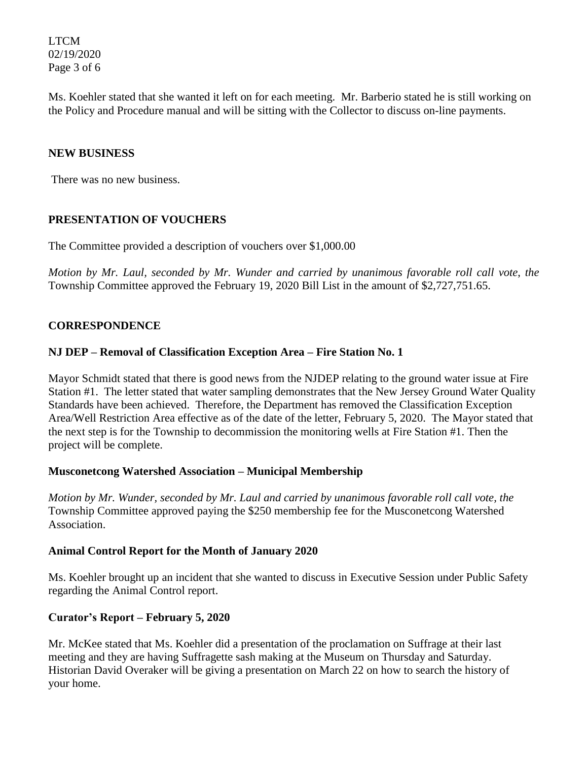Ms. Koehler stated that she wanted it left on for each meeting. Mr. Barberio stated he is still working on the Policy and Procedure manual and will be sitting with the Collector to discuss on-line payments.

## NEW BUSINESS

There was no new business.

## PRESENTATION OF VOUCHERS

The Committee provided a description of vouchers over $1,000.00

*Motion by Mr. Laul, seconded by Mr. Wunder and carried by unanimous favorable roll call vote, the* Township Committee approved the February 19, 2020 Bill List in the amount of $2,727,751.65.

## CORRESPONDENCE

### NJ DEP – Removal of Classification Exception Area – Fire Station No. 1

Mayor Schmidt stated that there is good news from the NJDEP relating to the ground water issue at Fire Station #1. The letter stated that water sampling demonstrates that the New Jersey Ground Water Quality Standards have been achieved. Therefore, the Department has removed the Classification Exception Area/Well Restriction Area effective as of the date of the letter, February 5, 2020. The Mayor stated that the next step is for the Township to decommission the monitoring wells at Fire Station #1. Then the project will be complete.

### Musconetcong Watershed Association – Municipal Membership

*Motion by Mr. Wunder, seconded by Mr. Laul and carried by unanimous favorable roll call vote, the* Township Committee approved paying the $250 membership fee for the Musconetcong Watershed Association.

### Animal Control Report for the Month of January 2020

Ms. Koehler brought up an incident that she wanted to discuss in Executive Session under Public Safety regarding the Animal Control report.

### Curator's Report – February 5, 2020

Mr. McKee stated that Ms. Koehler did a presentation of the proclamation on Suffrage at their last meeting and they are having Suffragette sash making at the Museum on Thursday and Saturday. Historian David Overaker will be giving a presentation on March 22 on how to search the history of your home.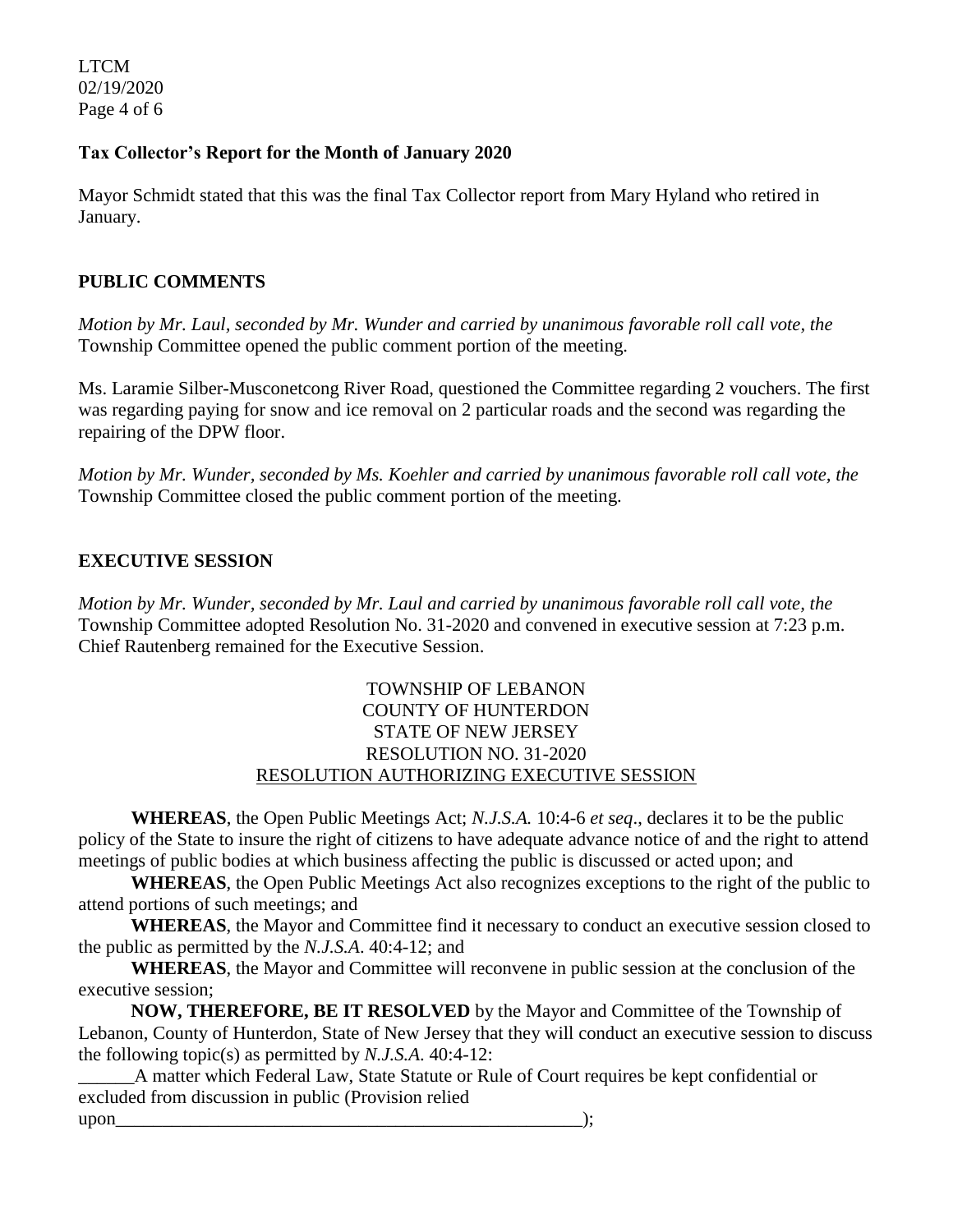**Tax Collector's Report for the Month of January 2020**

Mayor Schmidt stated that this was the final Tax Collector report from Mary Hyland who retired in January.

**PUBLIC COMMENTS**

*Motion by Mr. Laul, seconded by Mr. Wunder and carried by unanimous favorable roll call vote, the* Township Committee opened the public comment portion of the meeting.

Ms. Laramie Silber-Musconetcong River Road, questioned the Committee regarding 2 vouchers. The first was regarding paying for snow and ice removal on 2 particular roads and the second was regarding the repairing of the DPW floor.

*Motion by Mr. Wunder, seconded by Ms. Koehler and carried by unanimous favorable roll call vote, the* Township Committee closed the public comment portion of the meeting.

**EXECUTIVE SESSION**

*Motion by Mr. Wunder, seconded by Mr. Laul and carried by unanimous favorable roll call vote, the* Township Committee adopted Resolution No. 31-2020 and convened in executive session at 7:23 p.m. Chief Rautenberg remained for the Executive Session.

TOWNSHIP OF LEBANON
COUNTY OF HUNTERDON
STATE OF NEW JERSEY
RESOLUTION NO. 31-2020
RESOLUTION AUTHORIZING EXECUTIVE SESSION

**WHEREAS**, the Open Public Meetings Act; *N.J.S.A.* 10:4-6 *et seq*., declares it to be the public policy of the State to insure the right of citizens to have adequate advance notice of and the right to attend meetings of public bodies at which business affecting the public is discussed or acted upon; and

**WHEREAS**, the Open Public Meetings Act also recognizes exceptions to the right of the public to attend portions of such meetings; and

**WHEREAS**, the Mayor and Committee find it necessary to conduct an executive session closed to the public as permitted by the *N.J.S.A*. 40:4-12; and

**WHEREAS**, the Mayor and Committee will reconvene in public session at the conclusion of the executive session;

**NOW, THEREFORE, BE IT RESOLVED** by the Mayor and Committee of the Township of Lebanon, County of Hunterdon, State of New Jersey that they will conduct an executive session to discuss the following topic(s) as permitted by *N.J.S.A*. 40:4-12:

______A matter which Federal Law, State Statute or Rule of Court requires be kept confidential or excluded from discussion in public (Provision relied upon_____________________________________________________);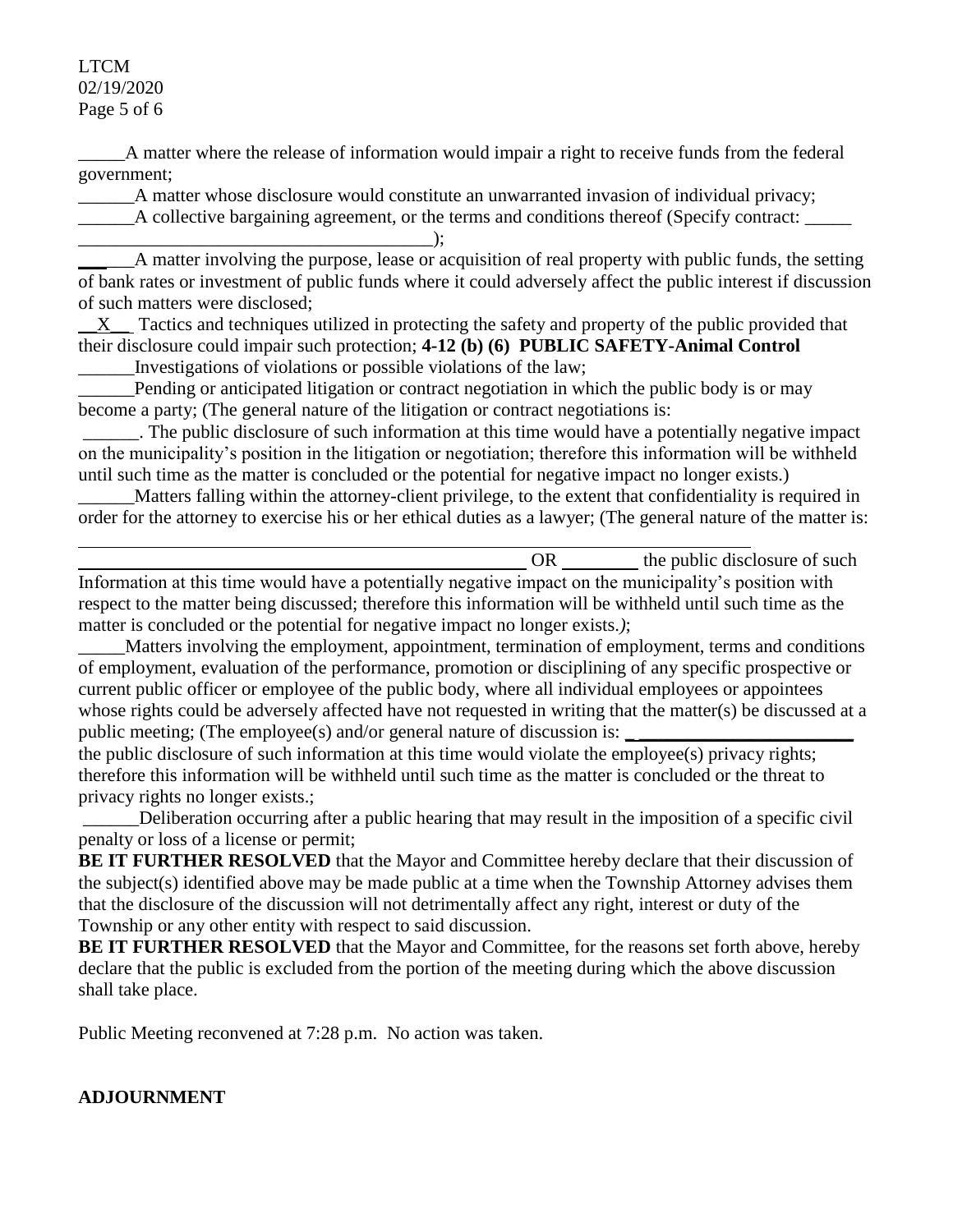_____A matter where the release of information would impair a right to receive funds from the federal government;

______A matter whose disclosure would constitute an unwarranted invasion of individual privacy;

______A collective bargaining agreement, or the terms and conditions thereof (Specify contract: _____ ______________________________________);

______A matter involving the purpose, lease or acquisition of real property with public funds, the setting of bank rates or investment of public funds where it could adversely affect the public interest if discussion of such matters were disclosed;

__X__ Tactics and techniques utilized in protecting the safety and property of the public provided that their disclosure could impair such protection; **4-12 (b) (6) PUBLIC SAFETY-Animal Control**

______Investigations of violations or possible violations of the law;

______Pending or anticipated litigation or contract negotiation in which the public body is or may become a party; (The general nature of the litigation or contract negotiations is: ______. The public disclosure of such information at this time would have a potentially negative impact on the municipality's position in the litigation or negotiation; therefore this information will be withheld until such time as the matter is concluded or the potential for negative impact no longer exists.)

______Matters falling within the attorney-client privilege, to the extent that confidentiality is required in order for the attorney to exercise his or her ethical duties as a lawyer; (The general nature of the matter is: ______________________________________________ OR ________ the public disclosure of such Information at this time would have a potentially negative impact on the municipality's position with respect to the matter being discussed; therefore this information will be withheld until such time as the matter is concluded or the potential for negative impact no longer exists.*)*;

_____Matters involving the employment, appointment, termination of employment, terms and conditions of employment, evaluation of the performance, promotion or disciplining of any specific prospective or current public officer or employee of the public body, where all individual employees or appointees whose rights could be adversely affected have not requested in writing that the matter(s) be discussed at a public meeting; (The employee(s) and/or general nature of discussion is: ________________________ the public disclosure of such information at this time would violate the employee(s) privacy rights; therefore this information will be withheld until such time as the matter is concluded or the threat to privacy rights no longer exists.;

______Deliberation occurring after a public hearing that may result in the imposition of a specific civil penalty or loss of a license or permit;

**BE IT FURTHER RESOLVED** that the Mayor and Committee hereby declare that their discussion of the subject(s) identified above may be made public at a time when the Township Attorney advises them that the disclosure of the discussion will not detrimentally affect any right, interest or duty of the Township or any other entity with respect to said discussion.

**BE IT FURTHER RESOLVED** that the Mayor and Committee, for the reasons set forth above, hereby declare that the public is excluded from the portion of the meeting during which the above discussion shall take place.

Public Meeting reconvened at 7:28 p.m. No action was taken.

**ADJOURNMENT**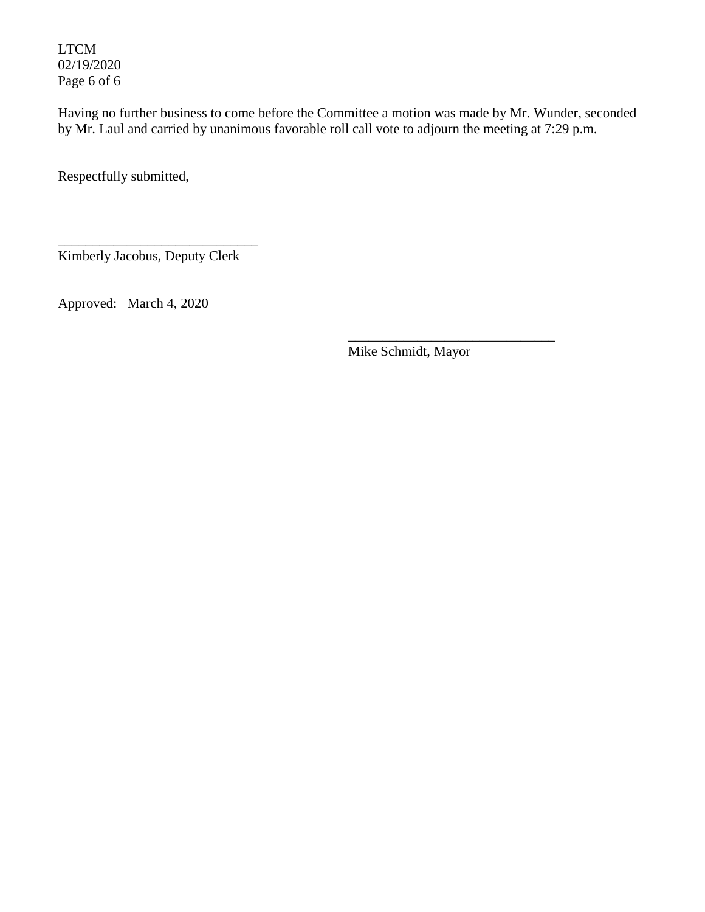Having no further business to come before the Committee a motion was made by Mr. Wunder, seconded by Mr. Laul and carried by unanimous favorable roll call vote to adjourn the meeting at 7:29 p.m.

Respectfully submitted,

_____________________________
Kimberly Jacobus, Deputy Clerk

Approved: March 4, 2020

_____________________________
Mike Schmidt, Mayor